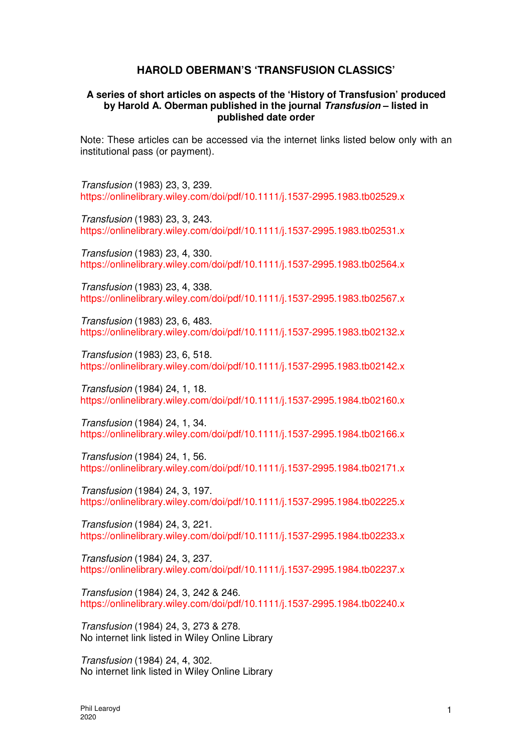# HAROLD OBERMAN'S 'TRANSFUSION CLASSICS'

### A series of short articles on aspects of the 'History of Transfusion' produced by Harold A. Oberman published in the journal *Transfusion* – listed in published date order

Note: These articles can be accessed via the internet links listed below only with an institutional pass (or payment).

*Transfusion* (1983) 23, 3, 239.
https://onlinelibrary.wiley.com/doi/pdf/10.1111/j.1537-2995.1983.tb02529.x

*Transfusion* (1983) 23, 3, 243.
https://onlinelibrary.wiley.com/doi/pdf/10.1111/j.1537-2995.1983.tb02531.x

*Transfusion* (1983) 23, 4, 330.
https://onlinelibrary.wiley.com/doi/pdf/10.1111/j.1537-2995.1983.tb02564.x

*Transfusion* (1983) 23, 4, 338.
https://onlinelibrary.wiley.com/doi/pdf/10.1111/j.1537-2995.1983.tb02567.x

*Transfusion* (1983) 23, 6, 483.
https://onlinelibrary.wiley.com/doi/pdf/10.1111/j.1537-2995.1983.tb02132.x

*Transfusion* (1983) 23, 6, 518.
https://onlinelibrary.wiley.com/doi/pdf/10.1111/j.1537-2995.1983.tb02142.x

*Transfusion* (1984) 24, 1, 18.
https://onlinelibrary.wiley.com/doi/pdf/10.1111/j.1537-2995.1984.tb02160.x

*Transfusion* (1984) 24, 1, 34.
https://onlinelibrary.wiley.com/doi/pdf/10.1111/j.1537-2995.1984.tb02166.x

*Transfusion* (1984) 24, 1, 56.
https://onlinelibrary.wiley.com/doi/pdf/10.1111/j.1537-2995.1984.tb02171.x

*Transfusion* (1984) 24, 3, 197.
https://onlinelibrary.wiley.com/doi/pdf/10.1111/j.1537-2995.1984.tb02225.x

*Transfusion* (1984) 24, 3, 221.
https://onlinelibrary.wiley.com/doi/pdf/10.1111/j.1537-2995.1984.tb02233.x

*Transfusion* (1984) 24, 3, 237.
https://onlinelibrary.wiley.com/doi/pdf/10.1111/j.1537-2995.1984.tb02237.x

*Transfusion* (1984) 24, 3, 242 & 246.
https://onlinelibrary.wiley.com/doi/pdf/10.1111/j.1537-2995.1984.tb02240.x

*Transfusion* (1984) 24, 3, 273 & 278.
No internet link listed in Wiley Online Library

*Transfusion* (1984) 24, 4, 302.
No internet link listed in Wiley Online Library

Phil Learoyd
2020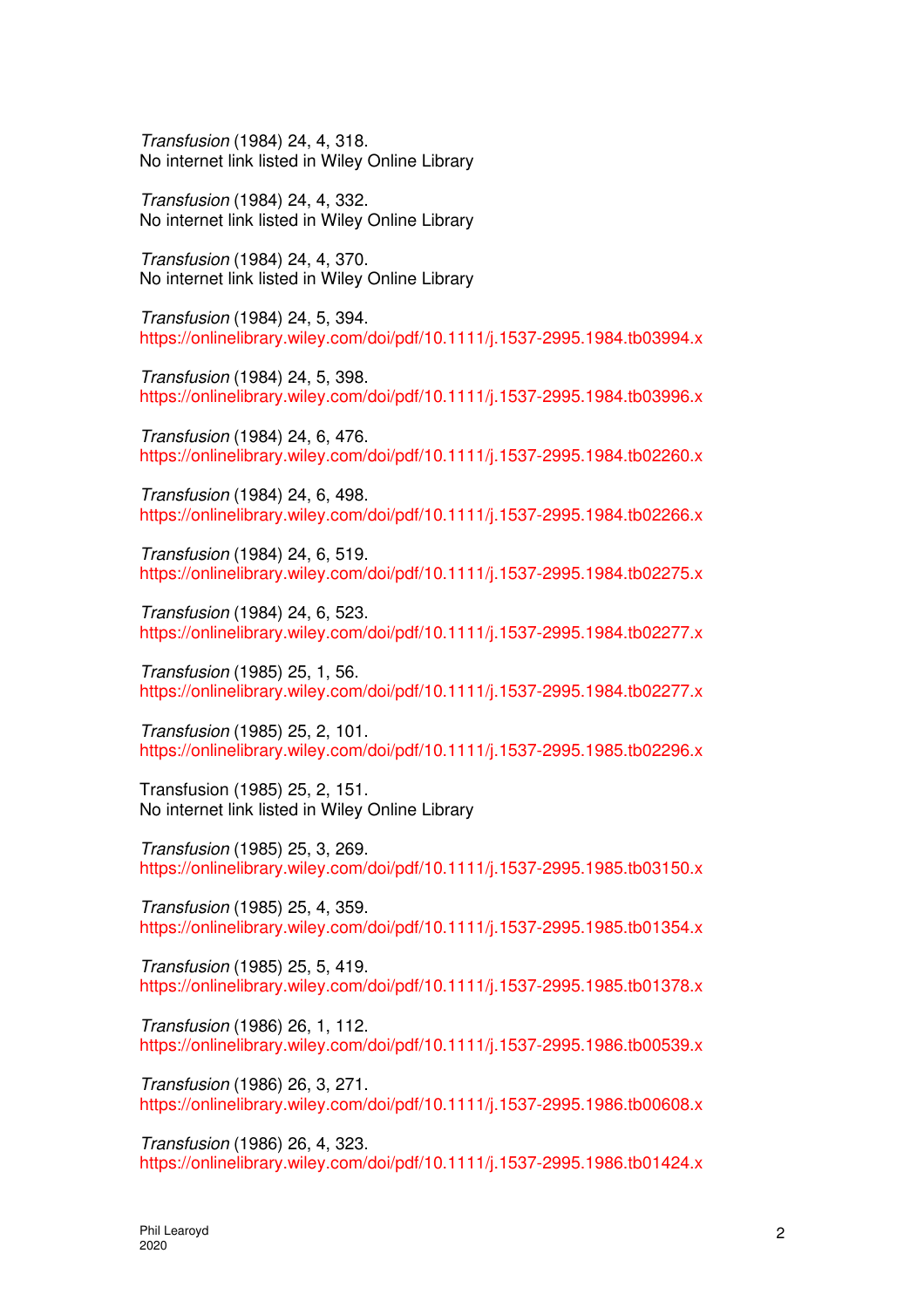*Transfusion* (1984) 24, 4, 318.
No internet link listed in Wiley Online Library

*Transfusion* (1984) 24, 4, 332.
No internet link listed in Wiley Online Library

*Transfusion* (1984) 24, 4, 370.
No internet link listed in Wiley Online Library

*Transfusion* (1984) 24, 5, 394.
https://onlinelibrary.wiley.com/doi/pdf/10.1111/j.1537-2995.1984.tb03994.x

*Transfusion* (1984) 24, 5, 398.
https://onlinelibrary.wiley.com/doi/pdf/10.1111/j.1537-2995.1984.tb03996.x

*Transfusion* (1984) 24, 6, 476.
https://onlinelibrary.wiley.com/doi/pdf/10.1111/j.1537-2995.1984.tb02260.x

*Transfusion* (1984) 24, 6, 498.
https://onlinelibrary.wiley.com/doi/pdf/10.1111/j.1537-2995.1984.tb02266.x

*Transfusion* (1984) 24, 6, 519.
https://onlinelibrary.wiley.com/doi/pdf/10.1111/j.1537-2995.1984.tb02275.x

*Transfusion* (1984) 24, 6, 523.
https://onlinelibrary.wiley.com/doi/pdf/10.1111/j.1537-2995.1984.tb02277.x

*Transfusion* (1985) 25, 1, 56.
https://onlinelibrary.wiley.com/doi/pdf/10.1111/j.1537-2995.1984.tb02277.x

*Transfusion* (1985) 25, 2, 101.
https://onlinelibrary.wiley.com/doi/pdf/10.1111/j.1537-2995.1985.tb02296.x

Transfusion (1985) 25, 2, 151.
No internet link listed in Wiley Online Library

*Transfusion* (1985) 25, 3, 269.
https://onlinelibrary.wiley.com/doi/pdf/10.1111/j.1537-2995.1985.tb03150.x

*Transfusion* (1985) 25, 4, 359.
https://onlinelibrary.wiley.com/doi/pdf/10.1111/j.1537-2995.1985.tb01354.x

*Transfusion* (1985) 25, 5, 419.
https://onlinelibrary.wiley.com/doi/pdf/10.1111/j.1537-2995.1985.tb01378.x

*Transfusion* (1986) 26, 1, 112.
https://onlinelibrary.wiley.com/doi/pdf/10.1111/j.1537-2995.1986.tb00539.x

*Transfusion* (1986) 26, 3, 271.
https://onlinelibrary.wiley.com/doi/pdf/10.1111/j.1537-2995.1986.tb00608.x

*Transfusion* (1986) 26, 4, 323.
https://onlinelibrary.wiley.com/doi/pdf/10.1111/j.1537-2995.1986.tb01424.x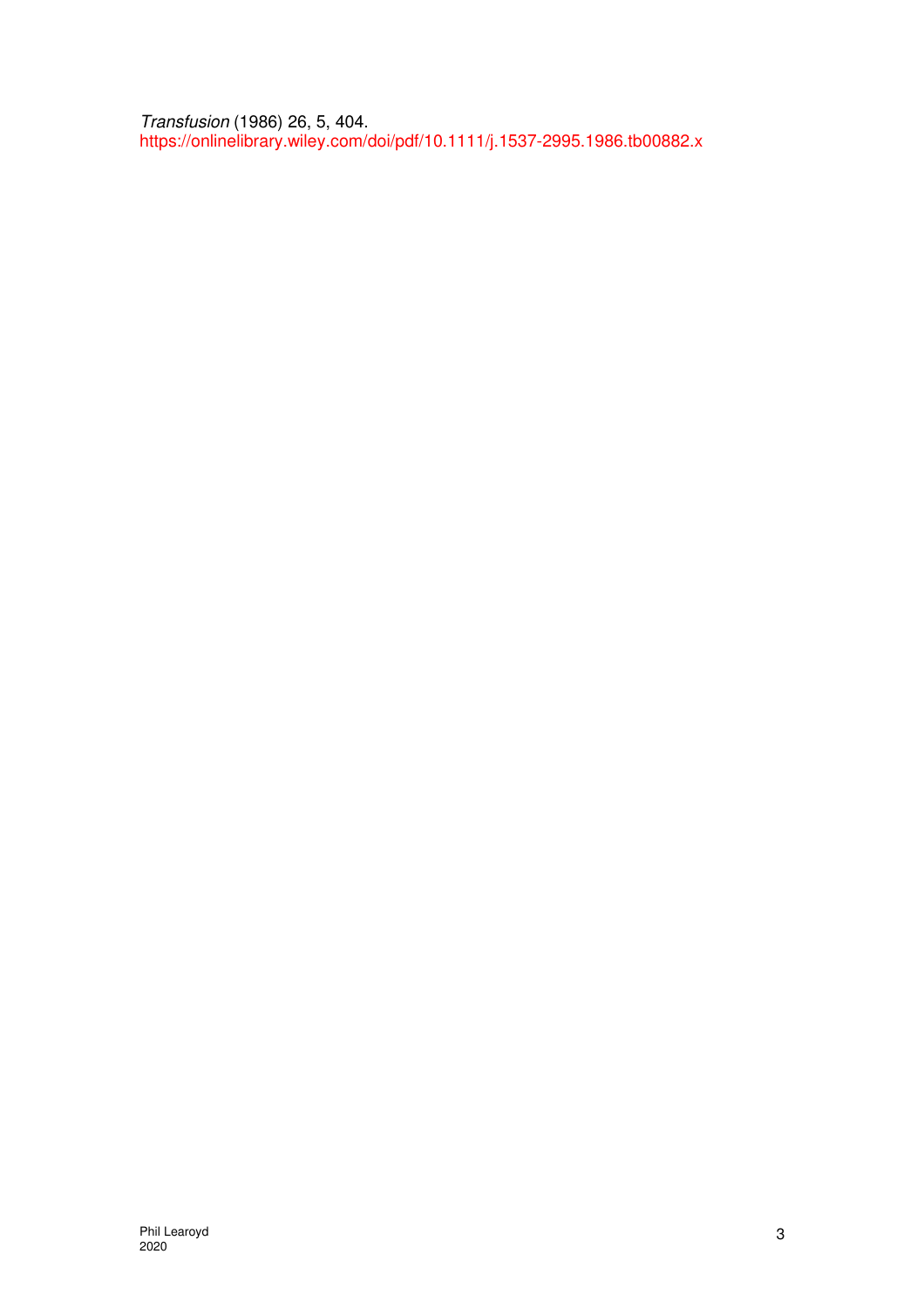*Transfusion* (1986) 26, 5, 404.
https://onlinelibrary.wiley.com/doi/pdf/10.1111/j.1537-2995.1986.tb00882.x